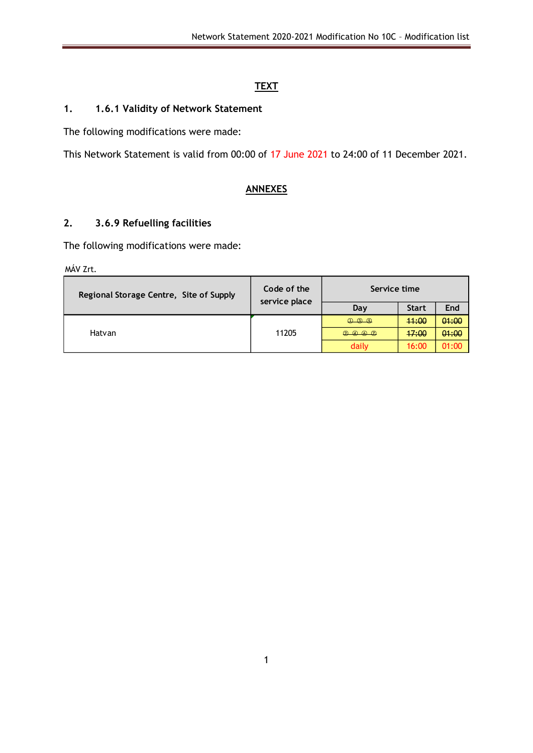## TEXT

### 1. 1.6.1 Validity of Network Statement

The following modifications were made:

This Network Statement is valid from 00:00 of 17 June 2021 to 24:00 of 11 December 2021.

## ANNEXES

### 2. 3.6.9 Refuelling facilities

The following modifications were made:

MÁV Zrt.

| Regional Storage Centre, Site of Supply | Code of the service place | Service time | | |
|---|---|---|---|---|
| | | Day | Start | End |
| Hatvan | 11205 | ~~① ③ ⑤~~ | ~~11:00~~ | ~~01:00~~ |
| | | ~~② ④ ⑥ ⑦~~ | ~~17:00~~ | ~~01:00~~ |
| | | daily | 16:00 | 01:00 |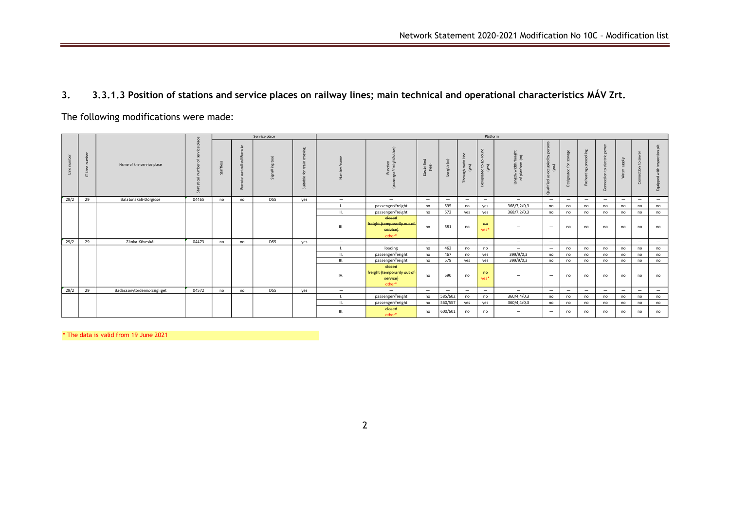## 3. 3.3.1.3 Position of stations and service places on railway lines; main technical and operational characteristics MÁV Zrt.

The following modifications were made:

| Line number | IT Line number | Name of the service place | Statistical number of service place | Service place | | | | Platform | | | | | | | | | | | | | | |
|---|---|---|---|---|---|---|---|---|---|---|---|---|---|---|---|---|---|---|---|---|---|---|
| | | | | Staffless | Remote controlled/Remote | Signalling tool | Suitable for train crossing | Number/name | Function (passenger/freight/other) | Electrified (yes) | Length (m) | Through main line (yes) | Designated to go-round (yes) | length/width/height of platform (m) | Qualified as occupied by persons (yes) | Designated for storage | Preheating/precooling | Connection to electric power | Water supply | Connection to sewer | Equipped with inspection pit |
| 29/2 | 29 | Balatonakali-Dörgicse | 04465 | no | no | D55 | yes | — | — | — | — | — | — | — | — | — | — | — | — | — | — |
| | | | | | | | | I. | passenger/freight | no | 595 | no | yes | 368/7,2/0,3 | no | no | no | no | no | no | no |
| | | | | | | | | II. | passenger/freight | no | 572 | yes | yes | 368/7,2/0,3 | no | no | no | no | no | no | no |
| | | | | | | | | III. | ~~closed~~ ~~freight (temporarily out of service)~~ other* | no | 581 | no | ~~no~~ yes* | — | — | no | no | no | no | no | no |
| 29/2 | 29 | Zánka-Köveskál | 04473 | no | no | D55 | yes | — | — | — | — | — | — | — | — | — | — | — | — | — | — |
| | | | | | | | | I. | loading | no | 462 | no | no | — | — | no | no | no | no | no | no |
| | | | | | | | | II. | passenger/freight | no | 467 | no | yes | 399/9/0,3 | no | no | no | no | no | no | no |
| | | | | | | | | III. | passenger/freight | no | 579 | yes | yes | 399/9/0,3 | no | no | no | no | no | no | no |
| | | | | | | | | IV. | ~~closed~~ ~~freight (temporarily out of service)~~ other* | no | 590 | no | ~~no~~ yes* | — | — | no | no | no | no | no | no |
| 29/2 | 29 | Badacsonytördemic-Szigliget | 04572 | no | no | D55 | yes | — | — | — | — | — | — | — | — | — | — | — | — | — | — |
| | | | | | | | | I. | passenger/freight | no | 585/602 | no | no | 360/4,4/0,3 | no | no | no | no | no | no | no |
| | | | | | | | | II. | passenger/freight | no | 560/557 | yes | yes | 360/4,4/0,3 | no | no | no | no | no | no | no |
| | | | | | | | | III. | ~~closed~~ other* | no | 600/601 | no | no | — | — | no | no | no | no | no | no |

\* The data is valid from 19 June 2021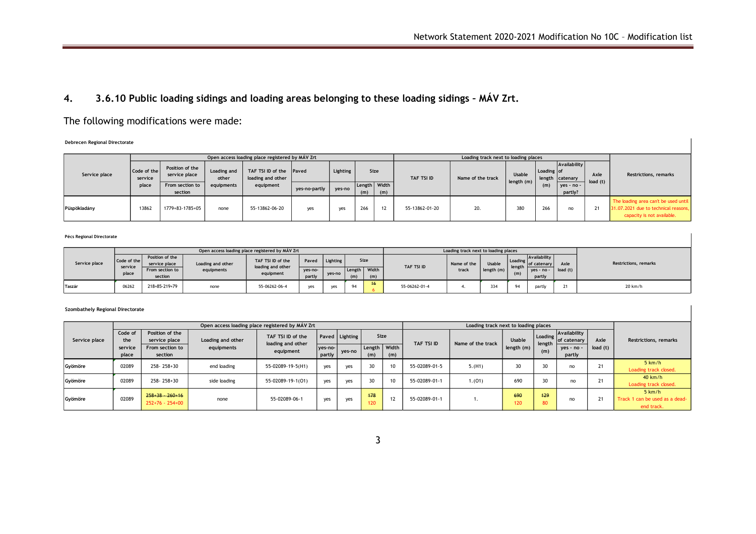## 4. 3.6.10 Public loading sidings and loading areas belonging to these loading sidings – MÁV Zrt.

The following modifications were made:

**Debrecen Regional Directorate**

| Service place | Open access loading place registered by MÁV Zrt | | | | | | | | Loading track next to loading places | | | | | | Restrictions, remarks |
|---|---|---|---|---|---|---|---|---|---|---|---|---|---|---|---|
| | Code of the service place | Position of the service place / From section to section | Loading and other equipments | TAF TSI ID of the loading and other equipment | Paved yes-no-partly | Lighting yes-no | Size Length (m) | Size Width (m) | TAF TSI ID | Name of the track | Usable length (m) | Loading length (m) | Availability of catenary yes - no - partly? | Axle load (t) | |
| Püspökladány | 13862 | 1779+83-1785+05 | none | 55-13862-06-20 | yes | yes | 266 | 12 | 55-13862-01-20 | 20. | 380 | 266 | no | 21 | The loading area can't be used until 31.07.2021 due to technical reasons, capacity is not available. |

**Pécs Regional Directorate**

| Service place | Open access loading place registered by MÁV Zrt | | | | | | | | Loading track next to loading places | | | | | | Restrictions, remarks |
|---|---|---|---|---|---|---|---|---|---|---|---|---|---|---|---|
| | Code of the service place | Position of the service place / From section to section | Loading and other equipments | TAF TSI ID of the loading and other equipment | Paved yes-no-partly | Lighting yes-no | Size Length (m) | Size Width (m) | TAF TSI ID | Name of the track | Usable length (m) | Loading length (m) | Availability of catenary yes - no - partly | Axle load (t) | |
| Taszár | 06262 | 218+85-219+79 | none | 55-06262-06-4 | yes | yes | 94 | ~~16~~ 6 | 55-06262-01-4 | 4. | 334 | 94 | partly | 21 | 20 km/h |

**Szombathely Regional Directorate**

| Service place | Open access loading place registered by MÁV Zrt | | | | | | | | Loading track next to loading places | | | | | | Restrictions, remarks |
|---|---|---|---|---|---|---|---|---|---|---|---|---|---|---|---|
| | Code of the service place | Position of the service place / From section to section | Loading and other equipments | TAF TSI ID of the loading and other equipment | Paved yes-no-partly | Lighting yes-no | Size Length (m) | Size Width (m) | TAF TSI ID | Name of the track | Usable length (m) | Loading length (m) | Availability of catenary yes - no - partly | Axle load (t) | |
| Gyömöre | 02089 | 258- 258+30 | end loading | 55-02089-19-5(H1) | yes | yes | 30 | 10 | 55-02089-01-5 | 5.(H1) | 30 | 30 | no | 21 | 5 km/h Loading track closed. |
| Gyömöre | 02089 | 258- 258+30 | side loading | 55-02089-19-1(O1) | yes | yes | 30 | 10 | 55-02089-01-1 | 1.(O1) | 690 | 30 | no | 21 | 40 km/h Loading track closed. |
| Gyömöre | 02089 | ~~258+38 - 260+16~~ 252+76 - 254+00 | none | 55-02089-06-1 | yes | yes | ~~178~~ 120 | 12 | 55-02089-01-1 | 1. | ~~690~~ 120 | ~~129~~ 80 | no | 21 | 5 km/h Track 1 can be used as a dead-end track. |